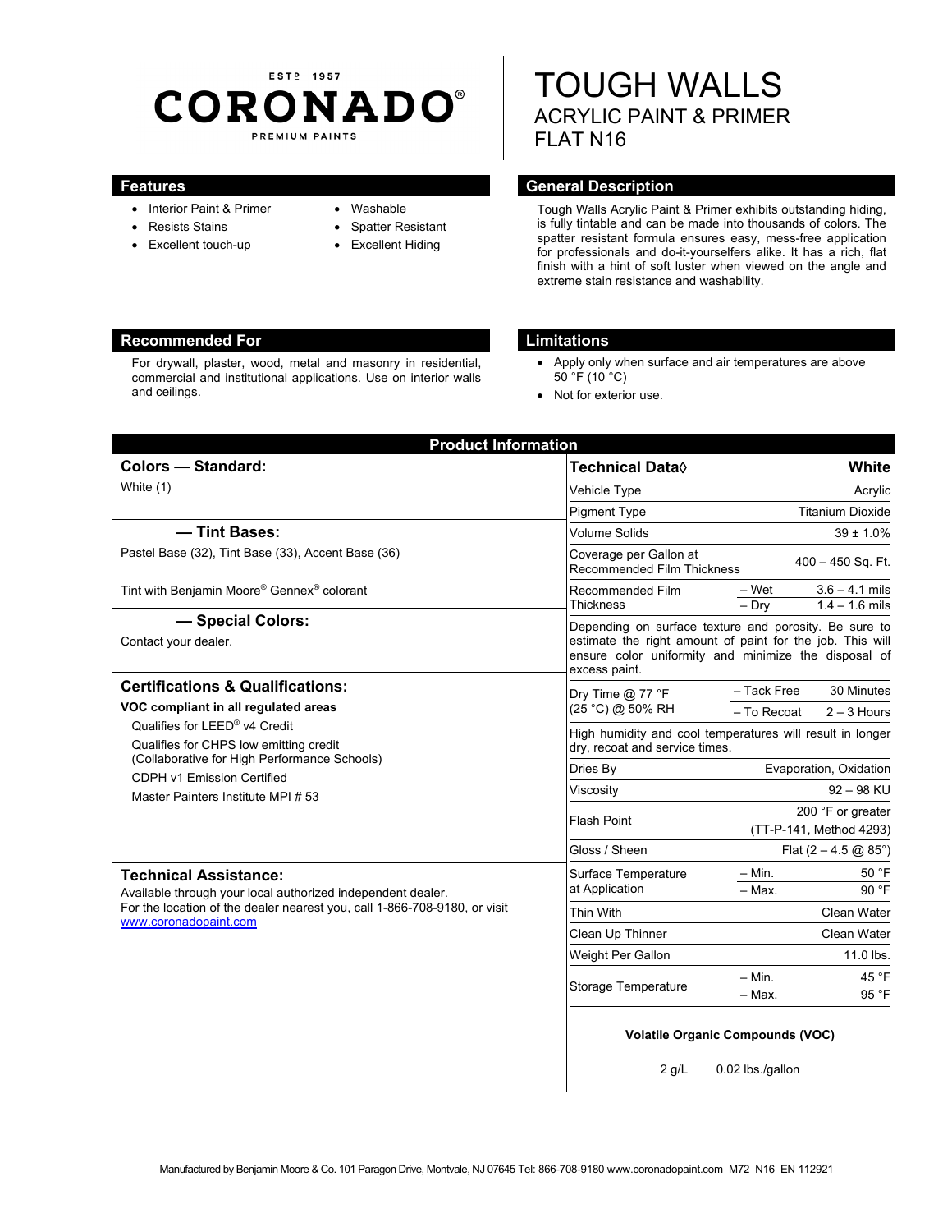ESTD 1957

# CORONADO®

PREMIUM PAINTS

# TOUGH WALLS

## ACRYLIC PAINT & PRIMER

## FLAT N16

## Features

- Interior Paint & Primer
- Resists Stains
- Excellent touch-up
- Washable
- Spatter Resistant
- Excellent Hiding

## General Description

Tough Walls Acrylic Paint & Primer exhibits outstanding hiding, is fully tintable and can be made into thousands of colors. The spatter resistant formula ensures easy, mess-free application for professionals and do-it-yourselfers alike. It has a rich, flat finish with a hint of soft luster when viewed on the angle and extreme stain resistance and washability.

## Recommended For

For drywall, plaster, wood, metal and masonry in residential, commercial and institutional applications. Use on interior walls and ceilings.

## Limitations

- Apply only when surface and air temperatures are above 50 °F (10 °C)
- Not for exterior use.

## Product Information

### Colors — Standard:

White (1)

### — Tint Bases:

Pastel Base (32), Tint Base (33), Accent Base (36)

Tint with Benjamin Moore® Gennex® colorant

### — Special Colors:

Contact your dealer.

### Certifications & Qualifications:

**VOC compliant in all regulated areas**

Qualifies for LEED® v4 Credit

Qualifies for CHPS low emitting credit (Collaborative for High Performance Schools)

CDPH v1 Emission Certified

Master Painters Institute MPI # 53

### Technical Assistance:

Available through your local authorized independent dealer. For the location of the dealer nearest you, call 1-866-708-9180, or visit www.coronadopaint.com

| Technical Data◊ | | White |
|---|---|---|
| Vehicle Type | | Acrylic |
| Pigment Type | | Titanium Dioxide |
| Volume Solids | | 39 ± 1.0% |
| Coverage per Gallon at Recommended Film Thickness | | 400 – 450 Sq. Ft. |
| Recommended Film Thickness | – Wet | 3.6 – 4.1 mils |
| | – Dry | 1.4 – 1.6 mils |
| Depending on surface texture and porosity. Be sure to estimate the right amount of paint for the job. This will ensure color uniformity and minimize the disposal of excess paint. | | |
| Dry Time @ 77 °F (25 °C) @ 50% RH | – Tack Free | 30 Minutes |
| | – To Recoat | 2 – 3 Hours |
| High humidity and cool temperatures will result in longer dry, recoat and service times. | | |
| Dries By | | Evaporation, Oxidation |
| Viscosity | | 92 – 98 KU |
| Flash Point | | 200 °F or greater (TT-P-141, Method 4293) |
| Gloss / Sheen | | Flat (2 – 4.5 @ 85°) |
| Surface Temperature at Application | – Min. | 50 °F |
| | – Max. | 90 °F |
| Thin With | | Clean Water |
| Clean Up Thinner | | Clean Water |
| Weight Per Gallon | | 11.0 lbs. |
| Storage Temperature | – Min. | 45 °F |
| | – Max. | 95 °F |

**Volatile Organic Compounds (VOC)**

2 g/L 0.02 lbs./gallon

Manufactured by Benjamin Moore & Co. 101 Paragon Drive, Montvale, NJ 07645 Tel: 866-708-9180 www.coronadopaint.com M72 N16 EN 112921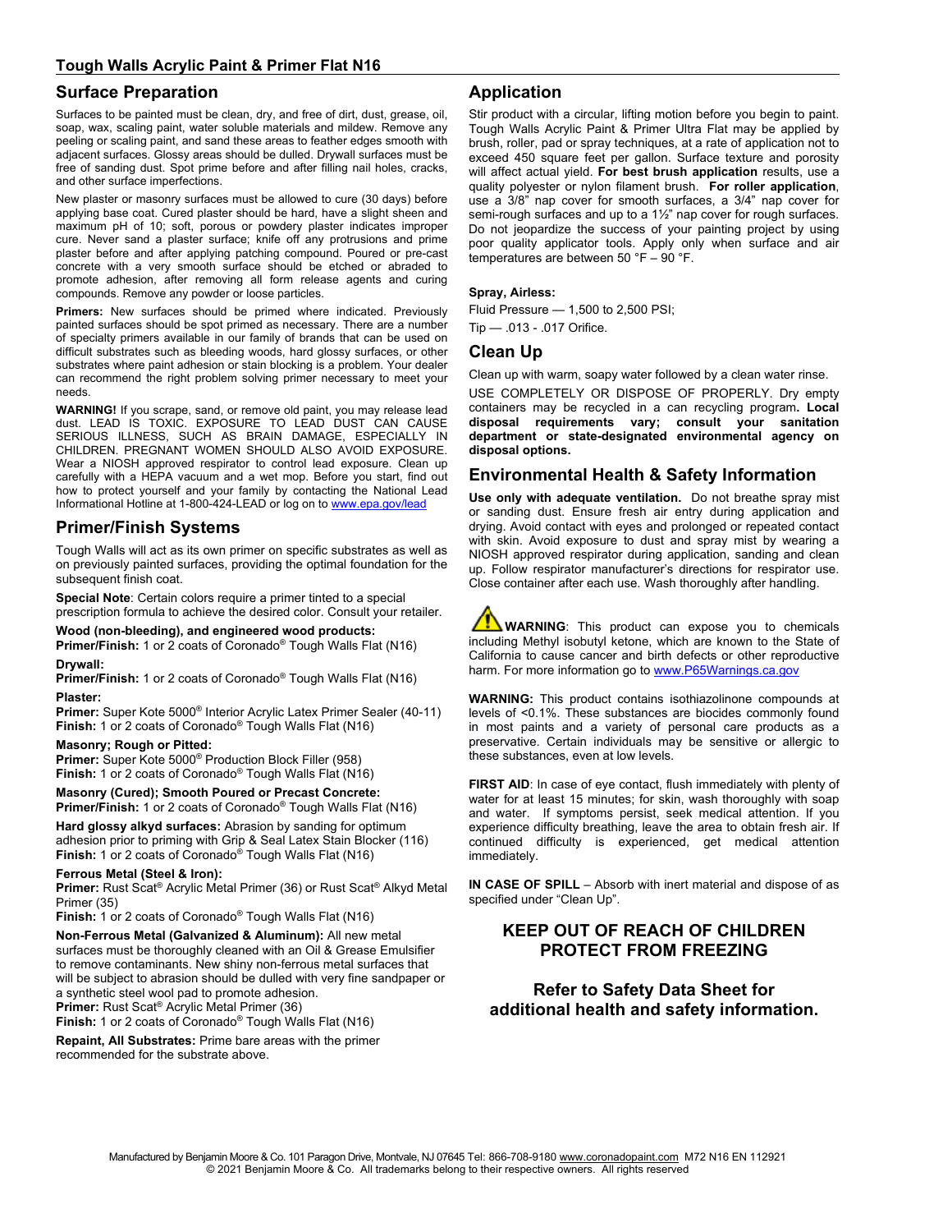# Tough Walls Acrylic Paint & Primer Flat N16

## Surface Preparation

Surfaces to be painted must be clean, dry, and free of dirt, dust, grease, oil, soap, wax, scaling paint, water soluble materials and mildew. Remove any peeling or scaling paint, and sand these areas to feather edges smooth with adjacent surfaces. Glossy areas should be dulled. Drywall surfaces must be free of sanding dust. Spot prime before and after filling nail holes, cracks, and other surface imperfections.

New plaster or masonry surfaces must be allowed to cure (30 days) before applying base coat. Cured plaster should be hard, have a slight sheen and maximum pH of 10; soft, porous or powdery plaster indicates improper cure. Never sand a plaster surface; knife off any protrusions and prime plaster before and after applying patching compound. Poured or pre-cast concrete with a very smooth surface should be etched or abraded to promote adhesion, after removing all form release agents and curing compounds. Remove any powder or loose particles.

**Primers:** New surfaces should be primed where indicated. Previously painted surfaces should be spot primed as necessary. There are a number of specialty primers available in our family of brands that can be used on difficult substrates such as bleeding woods, hard glossy surfaces, or other substrates where paint adhesion or stain blocking is a problem. Your dealer can recommend the right problem solving primer necessary to meet your needs.

**WARNING!** If you scrape, sand, or remove old paint, you may release lead dust. LEAD IS TOXIC. EXPOSURE TO LEAD DUST CAN CAUSE SERIOUS ILLNESS, SUCH AS BRAIN DAMAGE, ESPECIALLY IN CHILDREN. PREGNANT WOMEN SHOULD ALSO AVOID EXPOSURE. Wear a NIOSH approved respirator to control lead exposure. Clean up carefully with a HEPA vacuum and a wet mop. Before you start, find out how to protect yourself and your family by contacting the National Lead Informational Hotline at 1-800-424-LEAD or log on to www.epa.gov/lead

## Primer/Finish Systems

Tough Walls will act as its own primer on specific substrates as well as on previously painted surfaces, providing the optimal foundation for the subsequent finish coat.

**Special Note**: Certain colors require a primer tinted to a special prescription formula to achieve the desired color. Consult your retailer.

**Wood (non-bleeding), and engineered wood products:**
**Primer/Finish:** 1 or 2 coats of Coronado® Tough Walls Flat (N16)

**Drywall:**
**Primer/Finish:** 1 or 2 coats of Coronado® Tough Walls Flat (N16)

**Plaster:**
**Primer:** Super Kote 5000® Interior Acrylic Latex Primer Sealer (40-11)
**Finish:** 1 or 2 coats of Coronado® Tough Walls Flat (N16)

**Masonry; Rough or Pitted:**
**Primer:** Super Kote 5000® Production Block Filler (958)
**Finish:** 1 or 2 coats of Coronado® Tough Walls Flat (N16)

**Masonry (Cured); Smooth Poured or Precast Concrete:**
**Primer/Finish:** 1 or 2 coats of Coronado® Tough Walls Flat (N16)

**Hard glossy alkyd surfaces:** Abrasion by sanding for optimum adhesion prior to priming with Grip & Seal Latex Stain Blocker (116)
**Finish:** 1 or 2 coats of Coronado® Tough Walls Flat (N16)

**Ferrous Metal (Steel & Iron):**
**Primer:** Rust Scat® Acrylic Metal Primer (36) or Rust Scat® Alkyd Metal Primer (35)
**Finish:** 1 or 2 coats of Coronado® Tough Walls Flat (N16)

**Non-Ferrous Metal (Galvanized & Aluminum):** All new metal surfaces must be thoroughly cleaned with an Oil & Grease Emulsifier to remove contaminants. New shiny non-ferrous metal surfaces that will be subject to abrasion should be dulled with very fine sandpaper or a synthetic steel wool pad to promote adhesion.
**Primer:** Rust Scat® Acrylic Metal Primer (36)
**Finish:** 1 or 2 coats of Coronado® Tough Walls Flat (N16)

**Repaint, All Substrates:** Prime bare areas with the primer recommended for the substrate above.

## Application

Stir product with a circular, lifting motion before you begin to paint. Tough Walls Acrylic Paint & Primer Ultra Flat may be applied by brush, roller, pad or spray techniques, at a rate of application not to exceed 450 square feet per gallon. Surface texture and porosity will affect actual yield. **For best brush application** results, use a quality polyester or nylon filament brush. **For roller application**, use a 3/8" nap cover for smooth surfaces, a 3/4" nap cover for semi-rough surfaces and up to a 1½" nap cover for rough surfaces. Do not jeopardize the success of your painting project by using poor quality applicator tools. Apply only when surface and air temperatures are between 50 °F – 90 °F.

**Spray, Airless:**

Fluid Pressure — 1,500 to 2,500 PSI;

Tip — .013 - .017 Orifice.

## Clean Up

Clean up with warm, soapy water followed by a clean water rinse.

USE COMPLETELY OR DISPOSE OF PROPERLY. Dry empty containers may be recycled in a can recycling program. **Local disposal requirements vary; consult your sanitation department or state-designated environmental agency on disposal options.**

## Environmental Health & Safety Information

**Use only with adequate ventilation.** Do not breathe spray mist or sanding dust. Ensure fresh air entry during application and drying. Avoid contact with eyes and prolonged or repeated contact with skin. Avoid exposure to dust and spray mist by wearing a NIOSH approved respirator during application, sanding and clean up. Follow respirator manufacturer's directions for respirator use. Close container after each use. Wash thoroughly after handling.

⚠ **WARNING**: This product can expose you to chemicals including Methyl isobutyl ketone, which are known to the State of California to cause cancer and birth defects or other reproductive harm. For more information go to www.P65Warnings.ca.gov

**WARNING:** This product contains isothiazolinone compounds at levels of <0.1%. These substances are biocides commonly found in most paints and a variety of personal care products as a preservative. Certain individuals may be sensitive or allergic to these substances, even at low levels.

**FIRST AID**: In case of eye contact, flush immediately with plenty of water for at least 15 minutes; for skin, wash thoroughly with soap and water. If symptoms persist, seek medical attention. If you experience difficulty breathing, leave the area to obtain fresh air. If continued difficulty is experienced, get medical attention immediately.

**IN CASE OF SPILL** – Absorb with inert material and dispose of as specified under "Clean Up".

**KEEP OUT OF REACH OF CHILDREN**
**PROTECT FROM FREEZING**

**Refer to Safety Data Sheet for additional health and safety information.**

Manufactured by Benjamin Moore & Co. 101 Paragon Drive, Montvale, NJ 07645 Tel: 866-708-9180 www.coronadopaint.com M72 N16 EN 112921
© 2021 Benjamin Moore & Co. All trademarks belong to their respective owners. All rights reserved